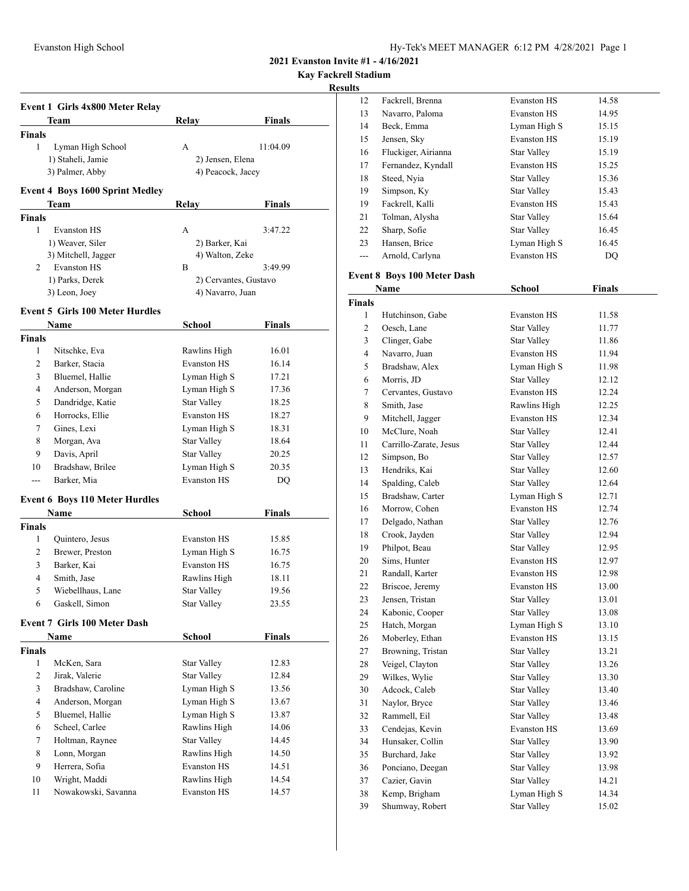## 2021 Evanston Invite #1 - 4/16/2021

### Kay Fackrell Stadium

### Results

#### Event 1 Girls 4x800 Meter Relay

| | Team | Relay | Finals |
|---|---|---|---|
| **Finals** | | | |
| 1 | Lyman High School | A | 11:04.09 |
| | 1) Staheli, Jamie | 2) Jensen, Elena | |
| | 3) Palmer, Abby | 4) Peacock, Jacey | |

#### Event 4 Boys 1600 Sprint Medley

| | Team | Relay | Finals |
|---|---|---|---|
| **Finals** | | | |
| 1 | Evanston HS | A | 3:47.22 |
| | 1) Weaver, Siler | 2) Barker, Kai | |
| | 3) Mitchell, Jagger | 4) Walton, Zeke | |
| 2 | Evanston HS | B | 3:49.99 |
| | 1) Parks, Derek | 2) Cervantes, Gustavo | |
| | 3) Leon, Joey | 4) Navarro, Juan | |

#### Event 5 Girls 100 Meter Hurdles

| | Name | School | Finals |
|---|---|---|---|
| **Finals** | | | |
| 1 | Nitschke, Eva | Rawlins High | 16.01 |
| 2 | Barker, Stacia | Evanston HS | 16.14 |
| 3 | Bluemel, Hallie | Lyman High S | 17.21 |
| 4 | Anderson, Morgan | Lyman High S | 17.36 |
| 5 | Dandridge, Katie | Star Valley | 18.25 |
| 6 | Horrocks, Ellie | Evanston HS | 18.27 |
| 7 | Gines, Lexi | Lyman High S | 18.31 |
| 8 | Morgan, Ava | Star Valley | 18.64 |
| 9 | Davis, April | Star Valley | 20.25 |
| 10 | Bradshaw, Brilee | Lyman High S | 20.35 |
| --- | Barker, Mia | Evanston HS | DQ |

#### Event 6 Boys 110 Meter Hurdles

| | Name | School | Finals |
|---|---|---|---|
| **Finals** | | | |
| 1 | Quintero, Jesus | Evanston HS | 15.85 |
| 2 | Brewer, Preston | Lyman High S | 16.75 |
| 3 | Barker, Kai | Evanston HS | 16.75 |
| 4 | Smith, Jase | Rawlins High | 18.11 |
| 5 | Wiebellhaus, Lane | Star Valley | 19.56 |
| 6 | Gaskell, Simon | Star Valley | 23.55 |

#### Event 7 Girls 100 Meter Dash

| | Name | School | Finals |
|---|---|---|---|
| **Finals** | | | |
| 1 | McKen, Sara | Star Valley | 12.83 |
| 2 | Jirak, Valerie | Star Valley | 12.84 |
| 3 | Bradshaw, Caroline | Lyman High S | 13.56 |
| 4 | Anderson, Morgan | Lyman High S | 13.67 |
| 5 | Bluemel, Hallie | Lyman High S | 13.87 |
| 6 | Scheel, Carlee | Rawlins High | 14.06 |
| 7 | Holtman, Raynee | Star Valley | 14.45 |
| 8 | Lonn, Morgan | Rawlins High | 14.50 |
| 9 | Herrera, Sofia | Evanston HS | 14.51 |
| 10 | Wright, Maddi | Rawlins High | 14.54 |
| 11 | Nowakowski, Savanna | Evanston HS | 14.57 |
| 12 | Fackrell, Brenna | Evanston HS | 14.58 |
| 13 | Navarro, Paloma | Evanston HS | 14.95 |
| 14 | Beck, Emma | Lyman High S | 15.15 |
| 15 | Jensen, Sky | Evanston HS | 15.19 |
| 16 | Fluckiger, Airianna | Star Valley | 15.19 |
| 17 | Fernandez, Kyndall | Evanston HS | 15.25 |
| 18 | Steed, Nyia | Star Valley | 15.36 |
| 19 | Simpson, Ky | Star Valley | 15.43 |
| 19 | Fackrell, Kalli | Evanston HS | 15.43 |
| 21 | Tolman, Alysha | Star Valley | 15.64 |
| 22 | Sharp, Sofie | Star Valley | 16.45 |
| 23 | Hansen, Brice | Lyman High S | 16.45 |
| --- | Arnold, Carlyna | Evanston HS | DQ |

#### Event 8 Boys 100 Meter Dash

| | Name | School | Finals |
|---|---|---|---|
| **Finals** | | | |
| 1 | Hutchinson, Gabe | Evanston HS | 11.58 |
| 2 | Oesch, Lane | Star Valley | 11.77 |
| 3 | Clinger, Gabe | Star Valley | 11.86 |
| 4 | Navarro, Juan | Evanston HS | 11.94 |
| 5 | Bradshaw, Alex | Lyman High S | 11.98 |
| 6 | Morris, JD | Star Valley | 12.12 |
| 7 | Cervantes, Gustavo | Evanston HS | 12.24 |
| 8 | Smith, Jase | Rawlins High | 12.25 |
| 9 | Mitchell, Jagger | Evanston HS | 12.34 |
| 10 | McClure, Noah | Star Valley | 12.41 |
| 11 | Carrillo-Zarate, Jesus | Star Valley | 12.44 |
| 12 | Simpson, Bo | Star Valley | 12.57 |
| 13 | Hendriks, Kai | Star Valley | 12.60 |
| 14 | Spalding, Caleb | Star Valley | 12.64 |
| 15 | Bradshaw, Carter | Lyman High S | 12.71 |
| 16 | Morrow, Cohen | Evanston HS | 12.74 |
| 17 | Delgado, Nathan | Star Valley | 12.76 |
| 18 | Crook, Jayden | Star Valley | 12.94 |
| 19 | Philpot, Beau | Star Valley | 12.95 |
| 20 | Sims, Hunter | Evanston HS | 12.97 |
| 21 | Randall, Karter | Evanston HS | 12.98 |
| 22 | Briscoe, Jeremy | Evanston HS | 13.00 |
| 23 | Jensen, Tristan | Star Valley | 13.01 |
| 24 | Kabonic, Cooper | Star Valley | 13.08 |
| 25 | Hatch, Morgan | Lyman High S | 13.10 |
| 26 | Moberley, Ethan | Evanston HS | 13.15 |
| 27 | Browning, Tristan | Star Valley | 13.21 |
| 28 | Veigel, Clayton | Star Valley | 13.26 |
| 29 | Wilkes, Wylie | Star Valley | 13.30 |
| 30 | Adcock, Caleb | Star Valley | 13.40 |
| 31 | Naylor, Bryce | Star Valley | 13.46 |
| 32 | Rammell, Eil | Star Valley | 13.48 |
| 33 | Cendejas, Kevin | Evanston HS | 13.69 |
| 34 | Hunsaker, Collin | Star Valley | 13.90 |
| 35 | Burchard, Jake | Star Valley | 13.92 |
| 36 | Ponciano, Deegan | Star Valley | 13.98 |
| 37 | Cazier, Gavin | Star Valley | 14.21 |
| 38 | Kemp, Brigham | Lyman High S | 14.34 |
| 39 | Shumway, Robert | Star Valley | 15.02 |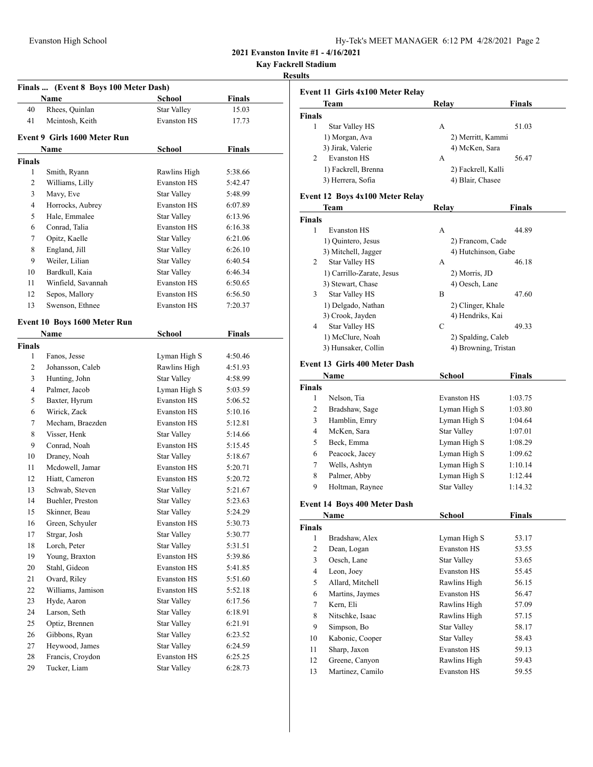## 2021 Evanston Invite #1 - 4/16/2021

**Kay Fackrell Stadium**

**Results**

### Finals ... (Event 8 Boys 100 Meter Dash)

| | Name | School | Finals |
|---|---|---|---|
| 40 | Rhees, Quinlan | Star Valley | 15.03 |
| 41 | Mcintosh, Keith | Evanston HS | 17.73 |

### Event 9 Girls 1600 Meter Run

| | Name | School | Finals |
|---|---|---|---|
| **Finals** | | | |
| 1 | Smith, Ryann | Rawlins High | 5:38.66 |
| 2 | Williams, Lilly | Evanston HS | 5:42.47 |
| 3 | Mavy, Eve | Star Valley | 5:48.99 |
| 4 | Horrocks, Aubrey | Evanston HS | 6:07.89 |
| 5 | Hale, Emmalee | Star Valley | 6:13.96 |
| 6 | Conrad, Talia | Evanston HS | 6:16.38 |
| 7 | Opitz, Kaelle | Star Valley | 6:21.06 |
| 8 | England, Jill | Star Valley | 6:26.10 |
| 9 | Weiler, Lilian | Star Valley | 6:40.54 |
| 10 | Bardkull, Kaia | Star Valley | 6:46.34 |
| 11 | Winfield, Savannah | Evanston HS | 6:50.65 |
| 12 | Sepos, Mallory | Evanston HS | 6:56.50 |
| 13 | Swenson, Ethnee | Evanston HS | 7:20.37 |

### Event 10 Boys 1600 Meter Run

| | Name | School | Finals |
|---|---|---|---|
| **Finals** | | | |
| 1 | Fanos, Jesse | Lyman High S | 4:50.46 |
| 2 | Johansson, Caleb | Rawlins High | 4:51.93 |
| 3 | Hunting, John | Star Valley | 4:58.99 |
| 4 | Palmer, Jacob | Lyman High S | 5:03.59 |
| 5 | Baxter, Hyrum | Evanston HS | 5:06.52 |
| 6 | Wirick, Zack | Evanston HS | 5:10.16 |
| 7 | Mecham, Braezden | Evanston HS | 5:12.81 |
| 8 | Visser, Henk | Star Valley | 5:14.66 |
| 9 | Conrad, Noah | Evanston HS | 5:15.45 |
| 10 | Draney, Noah | Star Valley | 5:18.67 |
| 11 | Mcdowell, Jamar | Evanston HS | 5:20.71 |
| 12 | Hiatt, Cameron | Evanston HS | 5:20.72 |
| 13 | Schwab, Steven | Star Valley | 5:21.67 |
| 14 | Buehler, Preston | Star Valley | 5:23.63 |
| 15 | Skinner, Beau | Star Valley | 5:24.29 |
| 16 | Green, Schyuler | Evanston HS | 5:30.73 |
| 17 | Strgar, Josh | Star Valley | 5:30.77 |
| 18 | Lorch, Peter | Star Valley | 5:31.51 |
| 19 | Young, Braxton | Evanston HS | 5:39.86 |
| 20 | Stahl, Gideon | Evanston HS | 5:41.85 |
| 21 | Ovard, Riley | Evanston HS | 5:51.60 |
| 22 | Williams, Jamison | Evanston HS | 5:52.18 |
| 23 | Hyde, Aaron | Star Valley | 6:17.56 |
| 24 | Larson, Seth | Star Valley | 6:18.91 |
| 25 | Optiz, Brennen | Star Valley | 6:21.91 |
| 26 | Gibbons, Ryan | Star Valley | 6:23.52 |
| 27 | Heywood, James | Star Valley | 6:24.59 |
| 28 | Francis, Croydon | Evanston HS | 6:25.25 |
| 29 | Tucker, Liam | Star Valley | 6:28.73 |

### Event 11 Girls 4x100 Meter Relay

| | Team | Relay | Finals |
|---|---|---|---|
| **Finals** | | | |
| 1 | Star Valley HS | A | 51.03 |
| | 1) Morgan, Ava | 2) Merritt, Kammi | |
| | 3) Jirak, Valerie | 4) McKen, Sara | |
| 2 | Evanston HS | A | 56.47 |
| | 1) Fackrell, Brenna | 2) Fackrell, Kalli | |
| | 3) Herrera, Sofia | 4) Blair, Chasee | |

### Event 12 Boys 4x100 Meter Relay

| | Team | Relay | Finals |
|---|---|---|---|
| **Finals** | | | |
| 1 | Evanston HS | A | 44.89 |
| | 1) Quintero, Jesus | 2) Francom, Cade | |
| | 3) Mitchell, Jagger | 4) Hutchinson, Gabe | |
| 2 | Star Valley HS | A | 46.18 |
| | 1) Carrillo-Zarate, Jesus | 2) Morris, JD | |
| | 3) Stewart, Chase | 4) Oesch, Lane | |
| 3 | Star Valley HS | B | 47.60 |
| | 1) Delgado, Nathan | 2) Clinger, Khale | |
| | 3) Crook, Jayden | 4) Hendriks, Kai | |
| 4 | Star Valley HS | C | 49.33 |
| | 1) McClure, Noah | 2) Spalding, Caleb | |
| | 3) Hunsaker, Collin | 4) Browning, Tristan | |

### Event 13 Girls 400 Meter Dash

| | Name | School | Finals |
|---|---|---|---|
| **Finals** | | | |
| 1 | Nelson, Tia | Evanston HS | 1:03.75 |
| 2 | Bradshaw, Sage | Lyman High S | 1:03.80 |
| 3 | Hamblin, Emry | Lyman High S | 1:04.64 |
| 4 | McKen, Sara | Star Valley | 1:07.01 |
| 5 | Beck, Emma | Lyman High S | 1:08.29 |
| 6 | Peacock, Jacey | Lyman High S | 1:09.62 |
| 7 | Wells, Ashtyn | Lyman High S | 1:10.14 |
| 8 | Palmer, Abby | Lyman High S | 1:12.44 |
| 9 | Holtman, Raynee | Star Valley | 1:14.32 |

### Event 14 Boys 400 Meter Dash

| | Name | School | Finals |
|---|---|---|---|
| **Finals** | | | |
| 1 | Bradshaw, Alex | Lyman High S | 53.17 |
| 2 | Dean, Logan | Evanston HS | 53.55 |
| 3 | Oesch, Lane | Star Valley | 53.65 |
| 4 | Leon, Joey | Evanston HS | 55.45 |
| 5 | Allard, Mitchell | Rawlins High | 56.15 |
| 6 | Martins, Jaymes | Evanston HS | 56.47 |
| 7 | Kern, Eli | Rawlins High | 57.09 |
| 8 | Nitschke, Isaac | Rawlins High | 57.15 |
| 9 | Simpson, Bo | Star Valley | 58.17 |
| 10 | Kabonic, Cooper | Star Valley | 58.43 |
| 11 | Sharp, Jaxon | Evanston HS | 59.13 |
| 12 | Greene, Canyon | Rawlins High | 59.43 |
| 13 | Martinez, Camilo | Evanston HS | 59.55 |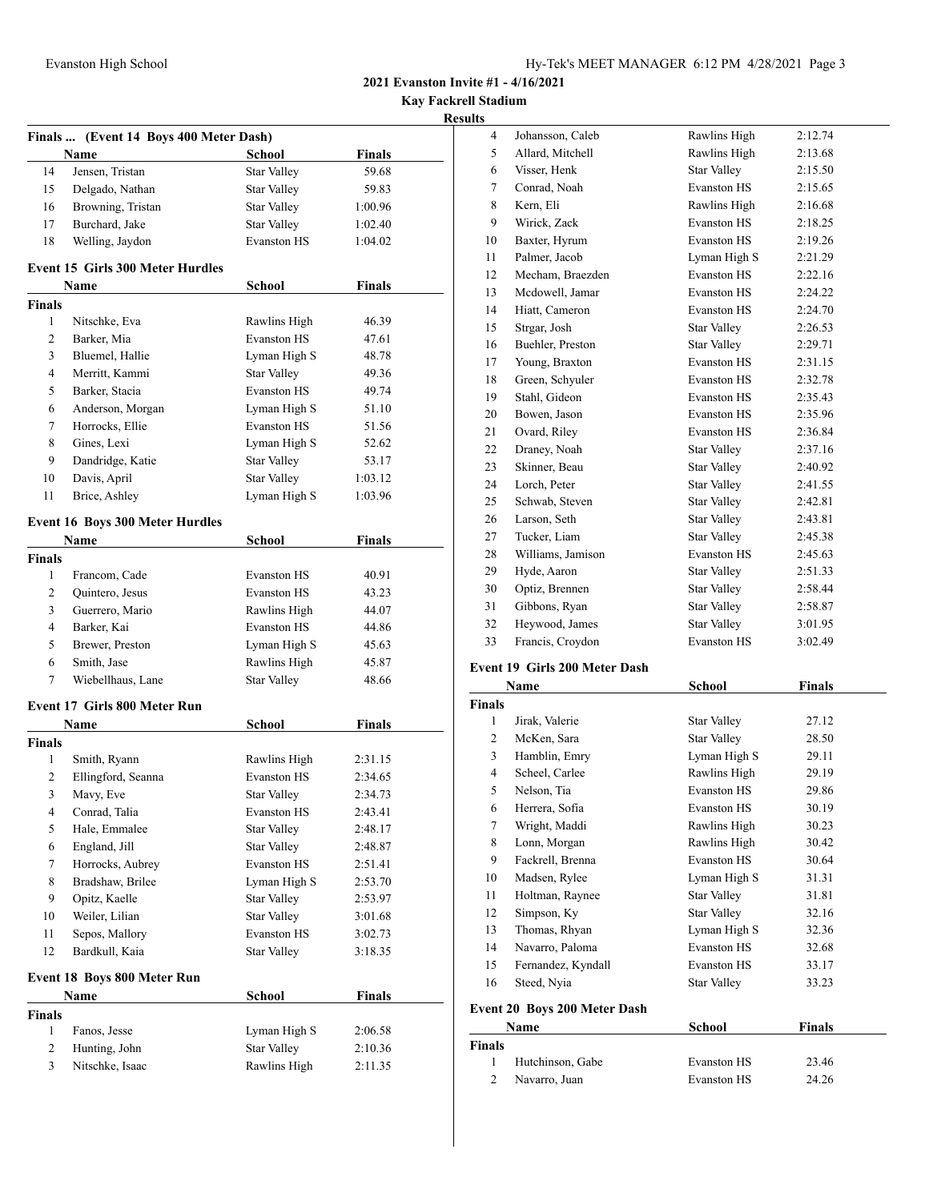**2021 Evanston Invite #1 - 4/16/2021**

**Kay Fackrell Stadium**

**Results**

### Finals ... (Event 14 Boys 400 Meter Dash)

| | Name | School | Finals |
|---|---|---|---|
| 14 | Jensen, Tristan | Star Valley | 59.68 |
| 15 | Delgado, Nathan | Star Valley | 59.83 |
| 16 | Browning, Tristan | Star Valley | 1:00.96 |
| 17 | Burchard, Jake | Star Valley | 1:02.40 |
| 18 | Welling, Jaydon | Evanston HS | 1:04.02 |

### Event 15 Girls 300 Meter Hurdles

| | Name | School | Finals |
|---|---|---|---|
| **Finals** | | | |
| 1 | Nitschke, Eva | Rawlins High | 46.39 |
| 2 | Barker, Mia | Evanston HS | 47.61 |
| 3 | Bluemel, Hallie | Lyman High S | 48.78 |
| 4 | Merritt, Kammi | Star Valley | 49.36 |
| 5 | Barker, Stacia | Evanston HS | 49.74 |
| 6 | Anderson, Morgan | Lyman High S | 51.10 |
| 7 | Horrocks, Ellie | Evanston HS | 51.56 |
| 8 | Gines, Lexi | Lyman High S | 52.62 |
| 9 | Dandridge, Katie | Star Valley | 53.17 |
| 10 | Davis, April | Star Valley | 1:03.12 |
| 11 | Brice, Ashley | Lyman High S | 1:03.96 |

### Event 16 Boys 300 Meter Hurdles

| | Name | School | Finals |
|---|---|---|---|
| **Finals** | | | |
| 1 | Francom, Cade | Evanston HS | 40.91 |
| 2 | Quintero, Jesus | Evanston HS | 43.23 |
| 3 | Guerrero, Mario | Rawlins High | 44.07 |
| 4 | Barker, Kai | Evanston HS | 44.86 |
| 5 | Brewer, Preston | Lyman High S | 45.63 |
| 6 | Smith, Jase | Rawlins High | 45.87 |
| 7 | Wiebellhaus, Lane | Star Valley | 48.66 |

### Event 17 Girls 800 Meter Run

| | Name | School | Finals |
|---|---|---|---|
| **Finals** | | | |
| 1 | Smith, Ryann | Rawlins High | 2:31.15 |
| 2 | Ellingford, Seanna | Evanston HS | 2:34.65 |
| 3 | Mavy, Eve | Star Valley | 2:34.73 |
| 4 | Conrad, Talia | Evanston HS | 2:43.41 |
| 5 | Hale, Emmalee | Star Valley | 2:48.17 |
| 6 | England, Jill | Star Valley | 2:48.87 |
| 7 | Horrocks, Aubrey | Evanston HS | 2:51.41 |
| 8 | Bradshaw, Brilee | Lyman High S | 2:53.70 |
| 9 | Opitz, Kaelle | Star Valley | 2:53.97 |
| 10 | Weiler, Lilian | Star Valley | 3:01.68 |
| 11 | Sepos, Mallory | Evanston HS | 3:02.73 |
| 12 | Bardkull, Kaia | Star Valley | 3:18.35 |

### Event 18 Boys 800 Meter Run

| | Name | School | Finals |
|---|---|---|---|
| **Finals** | | | |
| 1 | Fanos, Jesse | Lyman High S | 2:06.58 |
| 2 | Hunting, John | Star Valley | 2:10.36 |
| 3 | Nitschke, Isaac | Rawlins High | 2:11.35 |
| 4 | Johansson, Caleb | Rawlins High | 2:12.74 |
| 5 | Allard, Mitchell | Rawlins High | 2:13.68 |
| 6 | Visser, Henk | Star Valley | 2:15.50 |
| 7 | Conrad, Noah | Evanston HS | 2:15.65 |
| 8 | Kern, Eli | Rawlins High | 2:16.68 |
| 9 | Wirick, Zack | Evanston HS | 2:18.25 |
| 10 | Baxter, Hyrum | Evanston HS | 2:19.26 |
| 11 | Palmer, Jacob | Lyman High S | 2:21.29 |
| 12 | Mecham, Braezden | Evanston HS | 2:22.16 |
| 13 | Mcdowell, Jamar | Evanston HS | 2:24.22 |
| 14 | Hiatt, Cameron | Evanston HS | 2:24.70 |
| 15 | Strgar, Josh | Star Valley | 2:26.53 |
| 16 | Buehler, Preston | Star Valley | 2:29.71 |
| 17 | Young, Braxton | Evanston HS | 2:31.15 |
| 18 | Green, Schyuler | Evanston HS | 2:32.78 |
| 19 | Stahl, Gideon | Evanston HS | 2:35.43 |
| 20 | Bowen, Jason | Evanston HS | 2:35.96 |
| 21 | Ovard, Riley | Evanston HS | 2:36.84 |
| 22 | Draney, Noah | Star Valley | 2:37.16 |
| 23 | Skinner, Beau | Star Valley | 2:40.92 |
| 24 | Lorch, Peter | Star Valley | 2:41.55 |
| 25 | Schwab, Steven | Star Valley | 2:42.81 |
| 26 | Larson, Seth | Star Valley | 2:43.81 |
| 27 | Tucker, Liam | Star Valley | 2:45.38 |
| 28 | Williams, Jamison | Evanston HS | 2:45.63 |
| 29 | Hyde, Aaron | Star Valley | 2:51.33 |
| 30 | Optiz, Brennen | Star Valley | 2:58.44 |
| 31 | Gibbons, Ryan | Star Valley | 2:58.87 |
| 32 | Heywood, James | Star Valley | 3:01.95 |
| 33 | Francis, Croydon | Evanston HS | 3:02.49 |

### Event 19 Girls 200 Meter Dash

| | Name | School | Finals |
|---|---|---|---|
| **Finals** | | | |
| 1 | Jirak, Valerie | Star Valley | 27.12 |
| 2 | McKen, Sara | Star Valley | 28.50 |
| 3 | Hamblin, Emry | Lyman High S | 29.11 |
| 4 | Scheel, Carlee | Rawlins High | 29.19 |
| 5 | Nelson, Tia | Evanston HS | 29.86 |
| 6 | Herrera, Sofia | Evanston HS | 30.19 |
| 7 | Wright, Maddi | Rawlins High | 30.23 |
| 8 | Lonn, Morgan | Rawlins High | 30.42 |
| 9 | Fackrell, Brenna | Evanston HS | 30.64 |
| 10 | Madsen, Rylee | Lyman High S | 31.31 |
| 11 | Holtman, Raynee | Star Valley | 31.81 |
| 12 | Simpson, Ky | Star Valley | 32.16 |
| 13 | Thomas, Rhyan | Lyman High S | 32.36 |
| 14 | Navarro, Paloma | Evanston HS | 32.68 |
| 15 | Fernandez, Kyndall | Evanston HS | 33.17 |
| 16 | Steed, Nyia | Star Valley | 33.23 |

### Event 20 Boys 200 Meter Dash

| | Name | School | Finals |
|---|---|---|---|
| **Finals** | | | |
| 1 | Hutchinson, Gabe | Evanston HS | 23.46 |
| 2 | Navarro, Juan | Evanston HS | 24.26 |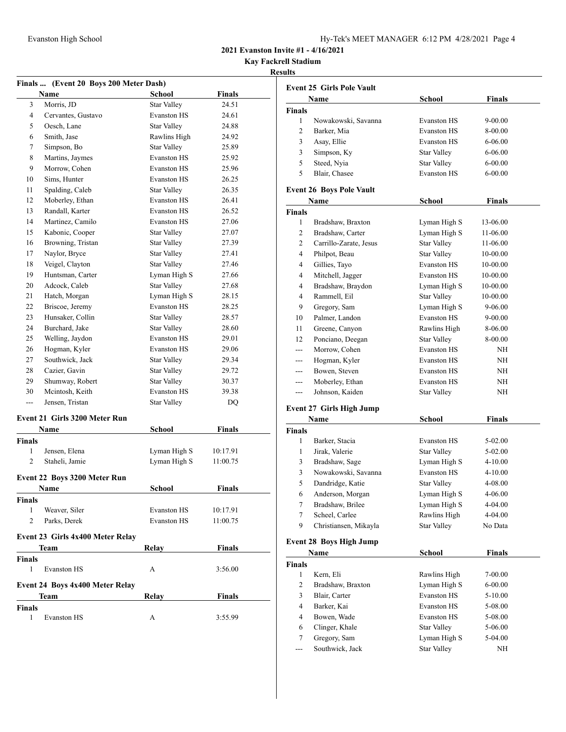**2021 Evanston Invite #1 - 4/16/2021**

**Kay Fackrell Stadium**

**Results**

### Finals ... (Event 20 Boys 200 Meter Dash)

| | Name | School | Finals |
|---|---|---|---|
| 3 | Morris, JD | Star Valley | 24.51 |
| 4 | Cervantes, Gustavo | Evanston HS | 24.61 |
| 5 | Oesch, Lane | Star Valley | 24.88 |
| 6 | Smith, Jase | Rawlins High | 24.92 |
| 7 | Simpson, Bo | Star Valley | 25.89 |
| 8 | Martins, Jaymes | Evanston HS | 25.92 |
| 9 | Morrow, Cohen | Evanston HS | 25.96 |
| 10 | Sims, Hunter | Evanston HS | 26.25 |
| 11 | Spalding, Caleb | Star Valley | 26.35 |
| 12 | Moberley, Ethan | Evanston HS | 26.41 |
| 13 | Randall, Karter | Evanston HS | 26.52 |
| 14 | Martinez, Camilo | Evanston HS | 27.06 |
| 15 | Kabonic, Cooper | Star Valley | 27.07 |
| 16 | Browning, Tristan | Star Valley | 27.39 |
| 17 | Naylor, Bryce | Star Valley | 27.41 |
| 18 | Veigel, Clayton | Star Valley | 27.46 |
| 19 | Huntsman, Carter | Lyman High S | 27.66 |
| 20 | Adcock, Caleb | Star Valley | 27.68 |
| 21 | Hatch, Morgan | Lyman High S | 28.15 |
| 22 | Briscoe, Jeremy | Evanston HS | 28.25 |
| 23 | Hunsaker, Collin | Star Valley | 28.57 |
| 24 | Burchard, Jake | Star Valley | 28.60 |
| 25 | Welling, Jaydon | Evanston HS | 29.01 |
| 26 | Hogman, Kyler | Evanston HS | 29.06 |
| 27 | Southwick, Jack | Star Valley | 29.34 |
| 28 | Cazier, Gavin | Star Valley | 29.72 |
| 29 | Shumway, Robert | Star Valley | 30.37 |
| 30 | Mcintosh, Keith | Evanston HS | 39.38 |
| --- | Jensen, Tristan | Star Valley | DQ |

### Event 21 Girls 3200 Meter Run

| | Name | School | Finals |
|---|---|---|---|
| **Finals** | | | |
| 1 | Jensen, Elena | Lyman High S | 10:17.91 |
| 2 | Staheli, Jamie | Lyman High S | 11:00.75 |

### Event 22 Boys 3200 Meter Run

| | Name | School | Finals |
|---|---|---|---|
| **Finals** | | | |
| 1 | Weaver, Siler | Evanston HS | 10:17.91 |
| 2 | Parks, Derek | Evanston HS | 11:00.75 |

### Event 23 Girls 4x400 Meter Relay

| | Team | Relay | Finals |
|---|---|---|---|
| **Finals** | | | |
| 1 | Evanston HS | A | 3:56.00 |

### Event 24 Boys 4x400 Meter Relay

| | Team | Relay | Finals |
|---|---|---|---|
| **Finals** | | | |
| 1 | Evanston HS | A | 3:55.99 |

### Event 25 Girls Pole Vault

| | Name | School | Finals |
|---|---|---|---|
| **Finals** | | | |
| 1 | Nowakowski, Savanna | Evanston HS | 9-00.00 |
| 2 | Barker, Mia | Evanston HS | 8-00.00 |
| 3 | Asay, Ellie | Evanston HS | 6-06.00 |
| 3 | Simpson, Ky | Star Valley | 6-06.00 |
| 5 | Steed, Nyia | Star Valley | 6-00.00 |
| 5 | Blair, Chasee | Evanston HS | 6-00.00 |

### Event 26 Boys Pole Vault

| | Name | School | Finals |
|---|---|---|---|
| **Finals** | | | |
| 1 | Bradshaw, Braxton | Lyman High S | 13-06.00 |
| 2 | Bradshaw, Carter | Lyman High S | 11-06.00 |
| 2 | Carrillo-Zarate, Jesus | Star Valley | 11-06.00 |
| 4 | Philpot, Beau | Star Valley | 10-00.00 |
| 4 | Gillies, Tayo | Evanston HS | 10-00.00 |
| 4 | Mitchell, Jagger | Evanston HS | 10-00.00 |
| 4 | Bradshaw, Braydon | Lyman High S | 10-00.00 |
| 4 | Rammell, Eil | Star Valley | 10-00.00 |
| 9 | Gregory, Sam | Lyman High S | 9-06.00 |
| 10 | Palmer, Landon | Evanston HS | 9-00.00 |
| 11 | Greene, Canyon | Rawlins High | 8-06.00 |
| 12 | Ponciano, Deegan | Star Valley | 8-00.00 |
| --- | Morrow, Cohen | Evanston HS | NH |
| --- | Hogman, Kyler | Evanston HS | NH |
| --- | Bowen, Steven | Evanston HS | NH |
| --- | Moberley, Ethan | Evanston HS | NH |
| --- | Johnson, Kaiden | Star Valley | NH |

### Event 27 Girls High Jump

| | Name | School | Finals |
|---|---|---|---|
| **Finals** | | | |
| 1 | Barker, Stacia | Evanston HS | 5-02.00 |
| 1 | Jirak, Valerie | Star Valley | 5-02.00 |
| 3 | Bradshaw, Sage | Lyman High S | 4-10.00 |
| 3 | Nowakowski, Savanna | Evanston HS | 4-10.00 |
| 5 | Dandridge, Katie | Star Valley | 4-08.00 |
| 6 | Anderson, Morgan | Lyman High S | 4-06.00 |
| 7 | Bradshaw, Brilee | Lyman High S | 4-04.00 |
| 7 | Scheel, Carlee | Rawlins High | 4-04.00 |
| 9 | Christiansen, Mikayla | Star Valley | No Data |

### Event 28 Boys High Jump

| | Name | School | Finals |
|---|---|---|---|
| **Finals** | | | |
| 1 | Kern, Eli | Rawlins High | 7-00.00 |
| 2 | Bradshaw, Braxton | Lyman High S | 6-00.00 |
| 3 | Blair, Carter | Evanston HS | 5-10.00 |
| 4 | Barker, Kai | Evanston HS | 5-08.00 |
| 4 | Bowen, Wade | Evanston HS | 5-08.00 |
| 6 | Clinger, Khale | Star Valley | 5-06.00 |
| 7 | Gregory, Sam | Lyman High S | 5-04.00 |
| --- | Southwick, Jack | Star Valley | NH |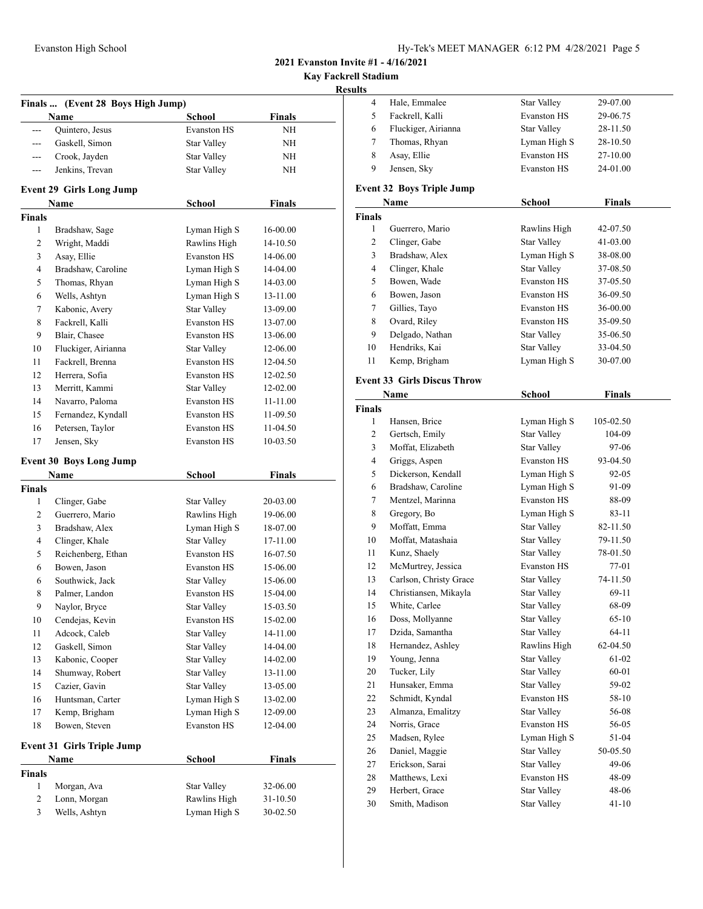**2021 Evanston Invite #1 - 4/16/2021**

**Kay Fackrell Stadium**

**Results**

### Finals ... (Event 28 Boys High Jump)

| | Name | School | Finals |
|---|---|---|---|
| --- | Quintero, Jesus | Evanston HS | NH |
| --- | Gaskell, Simon | Star Valley | NH |
| --- | Crook, Jayden | Star Valley | NH |
| --- | Jenkins, Trevan | Star Valley | NH |

### Event 29 Girls Long Jump

| | Name | School | Finals |
|---|---|---|---|
| **Finals** | | | |
| 1 | Bradshaw, Sage | Lyman High S | 16-00.00 |
| 2 | Wright, Maddi | Rawlins High | 14-10.50 |
| 3 | Asay, Ellie | Evanston HS | 14-06.00 |
| 4 | Bradshaw, Caroline | Lyman High S | 14-04.00 |
| 5 | Thomas, Rhyan | Lyman High S | 14-03.00 |
| 6 | Wells, Ashtyn | Lyman High S | 13-11.00 |
| 7 | Kabonic, Avery | Star Valley | 13-09.00 |
| 8 | Fackrell, Kalli | Evanston HS | 13-07.00 |
| 9 | Blair, Chasee | Evanston HS | 13-06.00 |
| 10 | Fluckiger, Airianna | Star Valley | 12-06.00 |
| 11 | Fackrell, Brenna | Evanston HS | 12-04.50 |
| 12 | Herrera, Sofia | Evanston HS | 12-02.50 |
| 13 | Merritt, Kammi | Star Valley | 12-02.00 |
| 14 | Navarro, Paloma | Evanston HS | 11-11.00 |
| 15 | Fernandez, Kyndall | Evanston HS | 11-09.50 |
| 16 | Petersen, Taylor | Evanston HS | 11-04.50 |
| 17 | Jensen, Sky | Evanston HS | 10-03.50 |

### Event 30 Boys Long Jump

| | Name | School | Finals |
|---|---|---|---|
| **Finals** | | | |
| 1 | Clinger, Gabe | Star Valley | 20-03.00 |
| 2 | Guerrero, Mario | Rawlins High | 19-06.00 |
| 3 | Bradshaw, Alex | Lyman High S | 18-07.00 |
| 4 | Clinger, Khale | Star Valley | 17-11.00 |
| 5 | Reichenberg, Ethan | Evanston HS | 16-07.50 |
| 6 | Bowen, Jason | Evanston HS | 15-06.00 |
| 6 | Southwick, Jack | Star Valley | 15-06.00 |
| 8 | Palmer, Landon | Evanston HS | 15-04.00 |
| 9 | Naylor, Bryce | Star Valley | 15-03.50 |
| 10 | Cendejas, Kevin | Evanston HS | 15-02.00 |
| 11 | Adcock, Caleb | Star Valley | 14-11.00 |
| 12 | Gaskell, Simon | Star Valley | 14-04.00 |
| 13 | Kabonic, Cooper | Star Valley | 14-02.00 |
| 14 | Shumway, Robert | Star Valley | 13-11.00 |
| 15 | Cazier, Gavin | Star Valley | 13-05.00 |
| 16 | Huntsman, Carter | Lyman High S | 13-02.00 |
| 17 | Kemp, Brigham | Lyman High S | 12-09.00 |
| 18 | Bowen, Steven | Evanston HS | 12-04.00 |

### Event 31 Girls Triple Jump

| | Name | School | Finals |
|---|---|---|---|
| **Finals** | | | |
| 1 | Morgan, Ava | Star Valley | 32-06.00 |
| 2 | Lonn, Morgan | Rawlins High | 31-10.50 |
| 3 | Wells, Ashtyn | Lyman High S | 30-02.50 |
| 4 | Hale, Emmalee | Star Valley | 29-07.00 |
| 5 | Fackrell, Kalli | Evanston HS | 29-06.75 |
| 6 | Fluckiger, Airianna | Star Valley | 28-11.50 |
| 7 | Thomas, Rhyan | Lyman High S | 28-10.50 |
| 8 | Asay, Ellie | Evanston HS | 27-10.00 |
| 9 | Jensen, Sky | Evanston HS | 24-01.00 |

### Event 32 Boys Triple Jump

| | Name | School | Finals |
|---|---|---|---|
| **Finals** | | | |
| 1 | Guerrero, Mario | Rawlins High | 42-07.50 |
| 2 | Clinger, Gabe | Star Valley | 41-03.00 |
| 3 | Bradshaw, Alex | Lyman High S | 38-08.00 |
| 4 | Clinger, Khale | Star Valley | 37-08.50 |
| 5 | Bowen, Wade | Evanston HS | 37-05.50 |
| 6 | Bowen, Jason | Evanston HS | 36-09.50 |
| 7 | Gillies, Tayo | Evanston HS | 36-00.00 |
| 8 | Ovard, Riley | Evanston HS | 35-09.50 |
| 9 | Delgado, Nathan | Star Valley | 35-06.50 |
| 10 | Hendriks, Kai | Star Valley | 33-04.50 |
| 11 | Kemp, Brigham | Lyman High S | 30-07.00 |

### Event 33 Girls Discus Throw

| | Name | School | Finals |
|---|---|---|---|
| **Finals** | | | |
| 1 | Hansen, Brice | Lyman High S | 105-02.50 |
| 2 | Gertsch, Emily | Star Valley | 104-09 |
| 3 | Moffat, Elizabeth | Star Valley | 97-06 |
| 4 | Griggs, Aspen | Evanston HS | 93-04.50 |
| 5 | Dickerson, Kendall | Lyman High S | 92-05 |
| 6 | Bradshaw, Caroline | Lyman High S | 91-09 |
| 7 | Mentzel, Marinna | Evanston HS | 88-09 |
| 8 | Gregory, Bo | Lyman High S | 83-11 |
| 9 | Moffatt, Emma | Star Valley | 82-11.50 |
| 10 | Moffat, Matashaia | Star Valley | 79-11.50 |
| 11 | Kunz, Shaely | Star Valley | 78-01.50 |
| 12 | McMurtrey, Jessica | Evanston HS | 77-01 |
| 13 | Carlson, Christy Grace | Star Valley | 74-11.50 |
| 14 | Christiansen, Mikayla | Star Valley | 69-11 |
| 15 | White, Carlee | Star Valley | 68-09 |
| 16 | Doss, Mollyanne | Star Valley | 65-10 |
| 17 | Dzida, Samantha | Star Valley | 64-11 |
| 18 | Hernandez, Ashley | Rawlins High | 62-04.50 |
| 19 | Young, Jenna | Star Valley | 61-02 |
| 20 | Tucker, Lily | Star Valley | 60-01 |
| 21 | Hunsaker, Emma | Star Valley | 59-02 |
| 22 | Schmidt, Kyndal | Evanston HS | 58-10 |
| 23 | Almanza, Emalitzy | Star Valley | 56-08 |
| 24 | Norris, Grace | Evanston HS | 56-05 |
| 25 | Madsen, Rylee | Lyman High S | 51-04 |
| 26 | Daniel, Maggie | Star Valley | 50-05.50 |
| 27 | Erickson, Sarai | Star Valley | 49-06 |
| 28 | Matthews, Lexi | Evanston HS | 48-09 |
| 29 | Herbert, Grace | Star Valley | 48-06 |
| 30 | Smith, Madison | Star Valley | 41-10 |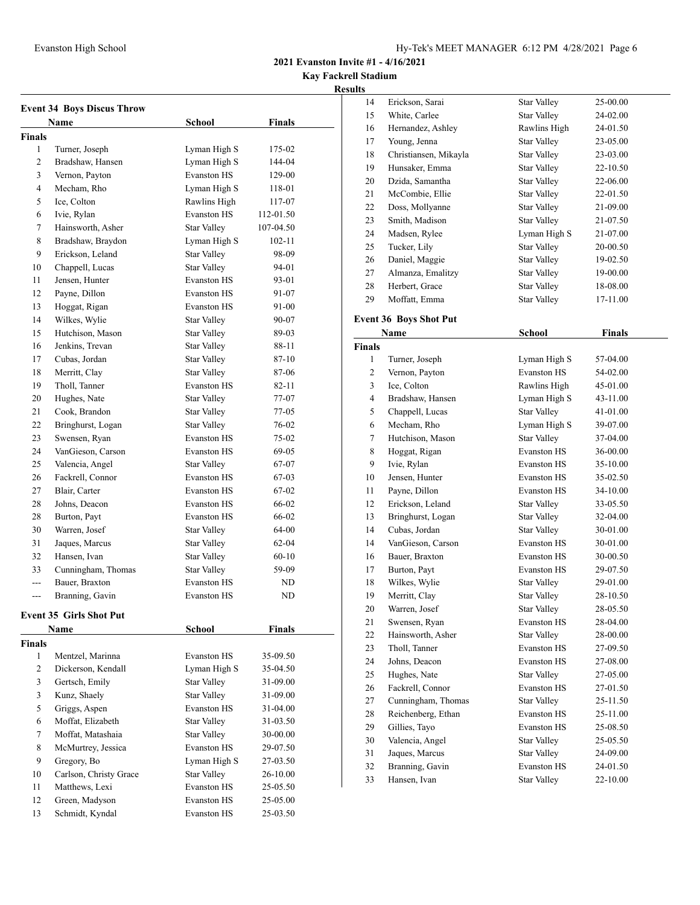## 2021 Evanston Invite #1 - 4/16/2021

**Kay Fackrell Stadium**

**Results**

### Event 34 Boys Discus Throw

| | Name | School | Finals |
|---|---|---|---|
| **Finals** | | | |
| 1 | Turner, Joseph | Lyman High S | 175-02 |
| 2 | Bradshaw, Hansen | Lyman High S | 144-04 |
| 3 | Vernon, Payton | Evanston HS | 129-00 |
| 4 | Mecham, Rho | Lyman High S | 118-01 |
| 5 | Ice, Colton | Rawlins High | 117-07 |
| 6 | Ivie, Rylan | Evanston HS | 112-01.50 |
| 7 | Hainsworth, Asher | Star Valley | 107-04.50 |
| 8 | Bradshaw, Braydon | Lyman High S | 102-11 |
| 9 | Erickson, Leland | Star Valley | 98-09 |
| 10 | Chappell, Lucas | Star Valley | 94-01 |
| 11 | Jensen, Hunter | Evanston HS | 93-01 |
| 12 | Payne, Dillon | Evanston HS | 91-07 |
| 13 | Hoggat, Rigan | Evanston HS | 91-00 |
| 14 | Wilkes, Wylie | Star Valley | 90-07 |
| 15 | Hutchison, Mason | Star Valley | 89-03 |
| 16 | Jenkins, Trevan | Star Valley | 88-11 |
| 17 | Cubas, Jordan | Star Valley | 87-10 |
| 18 | Merritt, Clay | Star Valley | 87-06 |
| 19 | Tholl, Tanner | Evanston HS | 82-11 |
| 20 | Hughes, Nate | Star Valley | 77-07 |
| 21 | Cook, Brandon | Star Valley | 77-05 |
| 22 | Bringhurst, Logan | Star Valley | 76-02 |
| 23 | Swensen, Ryan | Evanston HS | 75-02 |
| 24 | VanGieson, Carson | Evanston HS | 69-05 |
| 25 | Valencia, Angel | Star Valley | 67-07 |
| 26 | Fackrell, Connor | Evanston HS | 67-03 |
| 27 | Blair, Carter | Evanston HS | 67-02 |
| 28 | Johns, Deacon | Evanston HS | 66-02 |
| 28 | Burton, Payt | Evanston HS | 66-02 |
| 30 | Warren, Josef | Star Valley | 64-00 |
| 31 | Jaques, Marcus | Star Valley | 62-04 |
| 32 | Hansen, Ivan | Star Valley | 60-10 |
| 33 | Cunningham, Thomas | Star Valley | 59-09 |
| --- | Bauer, Braxton | Evanston HS | ND |
| --- | Branning, Gavin | Evanston HS | ND |

### Event 35 Girls Shot Put

| | Name | School | Finals |
|---|---|---|---|
| **Finals** | | | |
| 1 | Mentzel, Marinna | Evanston HS | 35-09.50 |
| 2 | Dickerson, Kendall | Lyman High S | 35-04.50 |
| 3 | Gertsch, Emily | Star Valley | 31-09.00 |
| 3 | Kunz, Shaely | Star Valley | 31-09.00 |
| 5 | Griggs, Aspen | Evanston HS | 31-04.00 |
| 6 | Moffat, Elizabeth | Star Valley | 31-03.50 |
| 7 | Moffat, Matashaia | Star Valley | 30-00.00 |
| 8 | McMurtrey, Jessica | Evanston HS | 29-07.50 |
| 9 | Gregory, Bo | Lyman High S | 27-03.50 |
| 10 | Carlson, Christy Grace | Star Valley | 26-10.00 |
| 11 | Matthews, Lexi | Evanston HS | 25-05.50 |
| 12 | Green, Madyson | Evanston HS | 25-05.00 |
| 13 | Schmidt, Kyndal | Evanston HS | 25-03.50 |
| 14 | Erickson, Sarai | Star Valley | 25-00.00 |
| 15 | White, Carlee | Star Valley | 24-02.00 |
| 16 | Hernandez, Ashley | Rawlins High | 24-01.50 |
| 17 | Young, Jenna | Star Valley | 23-05.00 |
| 18 | Christiansen, Mikayla | Star Valley | 23-03.00 |
| 19 | Hunsaker, Emma | Star Valley | 22-10.50 |
| 20 | Dzida, Samantha | Star Valley | 22-06.00 |
| 21 | McCombie, Ellie | Star Valley | 22-01.50 |
| 22 | Doss, Mollyanne | Star Valley | 21-09.00 |
| 23 | Smith, Madison | Star Valley | 21-07.50 |
| 24 | Madsen, Rylee | Lyman High S | 21-07.00 |
| 25 | Tucker, Lily | Star Valley | 20-00.50 |
| 26 | Daniel, Maggie | Star Valley | 19-02.50 |
| 27 | Almanza, Emalitzy | Star Valley | 19-00.00 |
| 28 | Herbert, Grace | Star Valley | 18-08.00 |
| 29 | Moffatt, Emma | Star Valley | 17-11.00 |

### Event 36 Boys Shot Put

| | Name | School | Finals |
|---|---|---|---|
| **Finals** | | | |
| 1 | Turner, Joseph | Lyman High S | 57-04.00 |
| 2 | Vernon, Payton | Evanston HS | 54-02.00 |
| 3 | Ice, Colton | Rawlins High | 45-01.00 |
| 4 | Bradshaw, Hansen | Lyman High S | 43-11.00 |
| 5 | Chappell, Lucas | Star Valley | 41-01.00 |
| 6 | Mecham, Rho | Lyman High S | 39-07.00 |
| 7 | Hutchison, Mason | Star Valley | 37-04.00 |
| 8 | Hoggat, Rigan | Evanston HS | 36-00.00 |
| 9 | Ivie, Rylan | Evanston HS | 35-10.00 |
| 10 | Jensen, Hunter | Evanston HS | 35-02.50 |
| 11 | Payne, Dillon | Evanston HS | 34-10.00 |
| 12 | Erickson, Leland | Star Valley | 33-05.50 |
| 13 | Bringhurst, Logan | Star Valley | 32-04.00 |
| 14 | Cubas, Jordan | Star Valley | 30-01.00 |
| 14 | VanGieson, Carson | Evanston HS | 30-01.00 |
| 16 | Bauer, Braxton | Evanston HS | 30-00.50 |
| 17 | Burton, Payt | Evanston HS | 29-07.50 |
| 18 | Wilkes, Wylie | Star Valley | 29-01.00 |
| 19 | Merritt, Clay | Star Valley | 28-10.50 |
| 20 | Warren, Josef | Star Valley | 28-05.50 |
| 21 | Swensen, Ryan | Evanston HS | 28-04.00 |
| 22 | Hainsworth, Asher | Star Valley | 28-00.00 |
| 23 | Tholl, Tanner | Evanston HS | 27-09.50 |
| 24 | Johns, Deacon | Evanston HS | 27-08.00 |
| 25 | Hughes, Nate | Star Valley | 27-05.00 |
| 26 | Fackrell, Connor | Evanston HS | 27-01.50 |
| 27 | Cunningham, Thomas | Star Valley | 25-11.50 |
| 28 | Reichenberg, Ethan | Evanston HS | 25-11.00 |
| 29 | Gillies, Tayo | Evanston HS | 25-08.50 |
| 30 | Valencia, Angel | Star Valley | 25-05.50 |
| 31 | Jaques, Marcus | Star Valley | 24-09.00 |
| 32 | Branning, Gavin | Evanston HS | 24-01.50 |
| 33 | Hansen, Ivan | Star Valley | 22-10.00 |